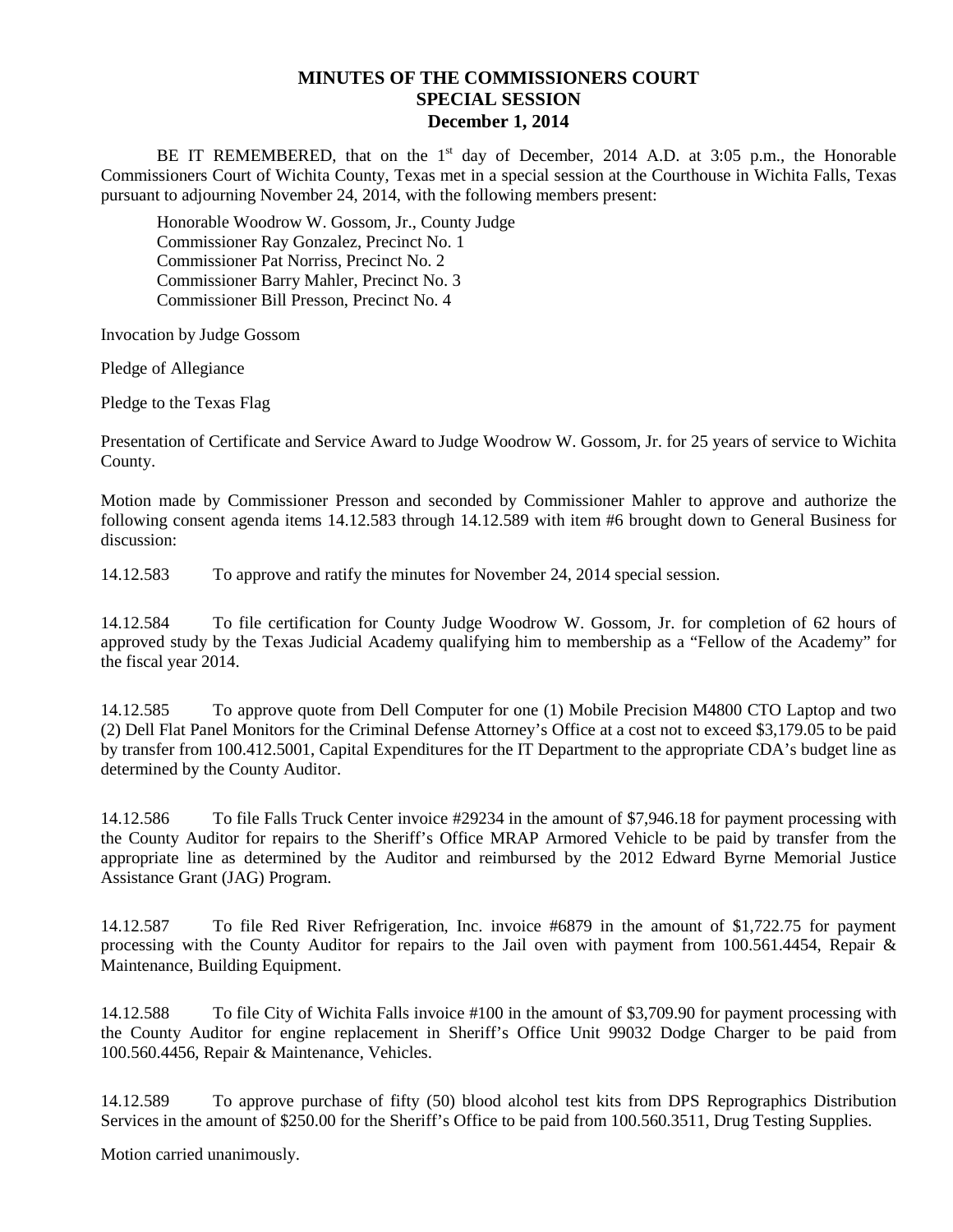# MINUTES OF THE COMMISSIONERS COURT
## SPECIAL SESSION
### December 1, 2014

BE IT REMEMBERED, that on the 1st day of December, 2014 A.D. at 3:05 p.m., the Honorable Commissioners Court of Wichita County, Texas met in a special session at the Courthouse in Wichita Falls, Texas pursuant to adjourning November 24, 2014, with the following members present:

Honorable Woodrow W. Gossom, Jr., County Judge
Commissioner Ray Gonzalez, Precinct No. 1
Commissioner Pat Norriss, Precinct No. 2
Commissioner Barry Mahler, Precinct No. 3
Commissioner Bill Presson, Precinct No. 4

Invocation by Judge Gossom

Pledge of Allegiance

Pledge to the Texas Flag

Presentation of Certificate and Service Award to Judge Woodrow W. Gossom, Jr. for 25 years of service to Wichita County.

Motion made by Commissioner Presson and seconded by Commissioner Mahler to approve and authorize the following consent agenda items 14.12.583 through 14.12.589 with item #6 brought down to General Business for discussion:

14.12.583 To approve and ratify the minutes for November 24, 2014 special session.

14.12.584 To file certification for County Judge Woodrow W. Gossom, Jr. for completion of 62 hours of approved study by the Texas Judicial Academy qualifying him to membership as a "Fellow of the Academy" for the fiscal year 2014.

14.12.585 To approve quote from Dell Computer for one (1) Mobile Precision M4800 CTO Laptop and two (2) Dell Flat Panel Monitors for the Criminal Defense Attorney's Office at a cost not to exceed $3,179.05 to be paid by transfer from 100.412.5001, Capital Expenditures for the IT Department to the appropriate CDA's budget line as determined by the County Auditor.

14.12.586 To file Falls Truck Center invoice #29234 in the amount of $7,946.18 for payment processing with the County Auditor for repairs to the Sheriff's Office MRAP Armored Vehicle to be paid by transfer from the appropriate line as determined by the Auditor and reimbursed by the 2012 Edward Byrne Memorial Justice Assistance Grant (JAG) Program.

14.12.587 To file Red River Refrigeration, Inc. invoice #6879 in the amount of $1,722.75 for payment processing with the County Auditor for repairs to the Jail oven with payment from 100.561.4454, Repair & Maintenance, Building Equipment.

14.12.588 To file City of Wichita Falls invoice #100 in the amount of $3,709.90 for payment processing with the County Auditor for engine replacement in Sheriff's Office Unit 99032 Dodge Charger to be paid from 100.560.4456, Repair & Maintenance, Vehicles.

14.12.589 To approve purchase of fifty (50) blood alcohol test kits from DPS Reprographics Distribution Services in the amount of $250.00 for the Sheriff's Office to be paid from 100.560.3511, Drug Testing Supplies.

Motion carried unanimously.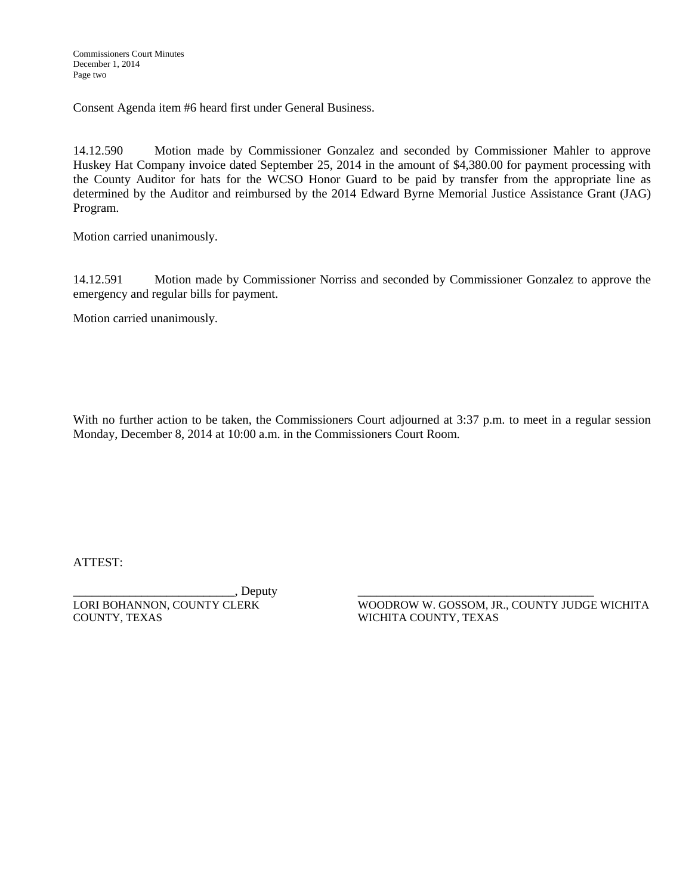Consent Agenda item #6 heard first under General Business.

14.12.590 Motion made by Commissioner Gonzalez and seconded by Commissioner Mahler to approve Huskey Hat Company invoice dated September 25, 2014 in the amount of $4,380.00 for payment processing with the County Auditor for hats for the WCSO Honor Guard to be paid by transfer from the appropriate line as determined by the Auditor and reimbursed by the 2014 Edward Byrne Memorial Justice Assistance Grant (JAG) Program.

Motion carried unanimously.

14.12.591 Motion made by Commissioner Norriss and seconded by Commissioner Gonzalez to approve the emergency and regular bills for payment.

Motion carried unanimously.

With no further action to be taken, the Commissioners Court adjourned at 3:37 p.m. to meet in a regular session Monday, December 8, 2014 at 10:00 a.m. in the Commissioners Court Room.

ATTEST:

___________________________, Deputy
LORI BOHANNON, COUNTY CLERK
COUNTY, TEXAS

________________________________________
WOODROW W. GOSSOM, JR., COUNTY JUDGE WICHITA
WICHITA COUNTY, TEXAS